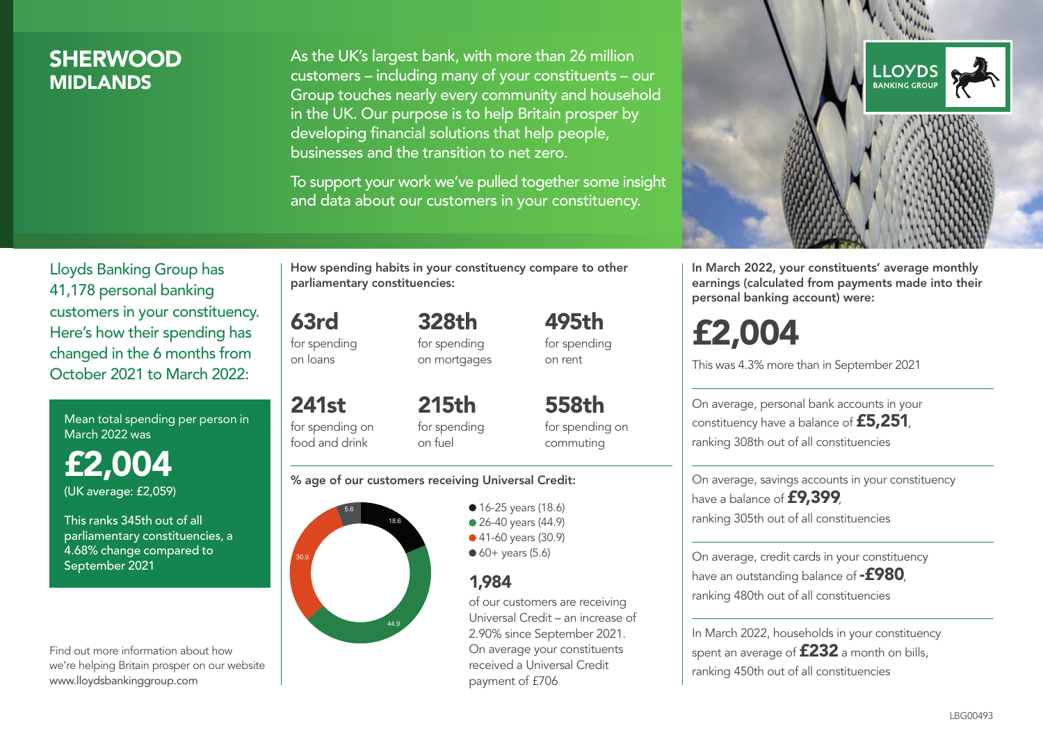# SHERWOOD
## MIDLANDS

As the UK's largest bank, with more than 26 million customers – including many of your constituents – our Group touches nearly every community and household in the UK. Our purpose is to help Britain prosper by developing financial solutions that help people, businesses and the transition to net zero.

To support your work we've pulled together some insight and data about our customers in your constituency.

LLOYDS BANKING GROUP

Lloyds Banking Group has 41,178 personal banking customers in your constituency. Here's how their spending has changed in the 6 months from October 2021 to March 2022:

Mean total spending per person in March 2022 was

**£2,004**
(UK average: £2,059)

This ranks 345th out of all parliamentary constituencies, a 4.68% change compared to September 2021

Find out more information about how we're helping Britain prosper on our website www.lloydsbankinggroup.com

**How spending habits in your constituency compare to other parliamentary constituencies:**

**63rd** for spending on loans

**328th** for spending on mortgages

**495th** for spending on rent

**241st** for spending on food and drink

**215th** for spending on fuel

**558th** for spending on commuting

**% age of our customers receiving Universal Credit:**

- 16-25 years (18.6)
- 26-40 years (44.9)
- 41-60 years (30.9)
- 60+ years (5.6)

**1,984** of our customers are receiving Universal Credit – an increase of 2.90% since September 2021. On average your constituents received a Universal Credit payment of £706

**In March 2022, your constituents' average monthly earnings (calculated from payments made into their personal banking account) were:**

**£2,004**

This was 4.3% more than in September 2021

On average, personal bank accounts in your constituency have a balance of **£5,251**, ranking 308th out of all constituencies

On average, savings accounts in your constituency have a balance of **£9,399**, ranking 305th out of all constituencies

On average, credit cards in your constituency have an outstanding balance of **-£980**, ranking 480th out of all constituencies

In March 2022, households in your constituency spent an average of **£232** a month on bills, ranking 450th out of all constituencies

LBG00493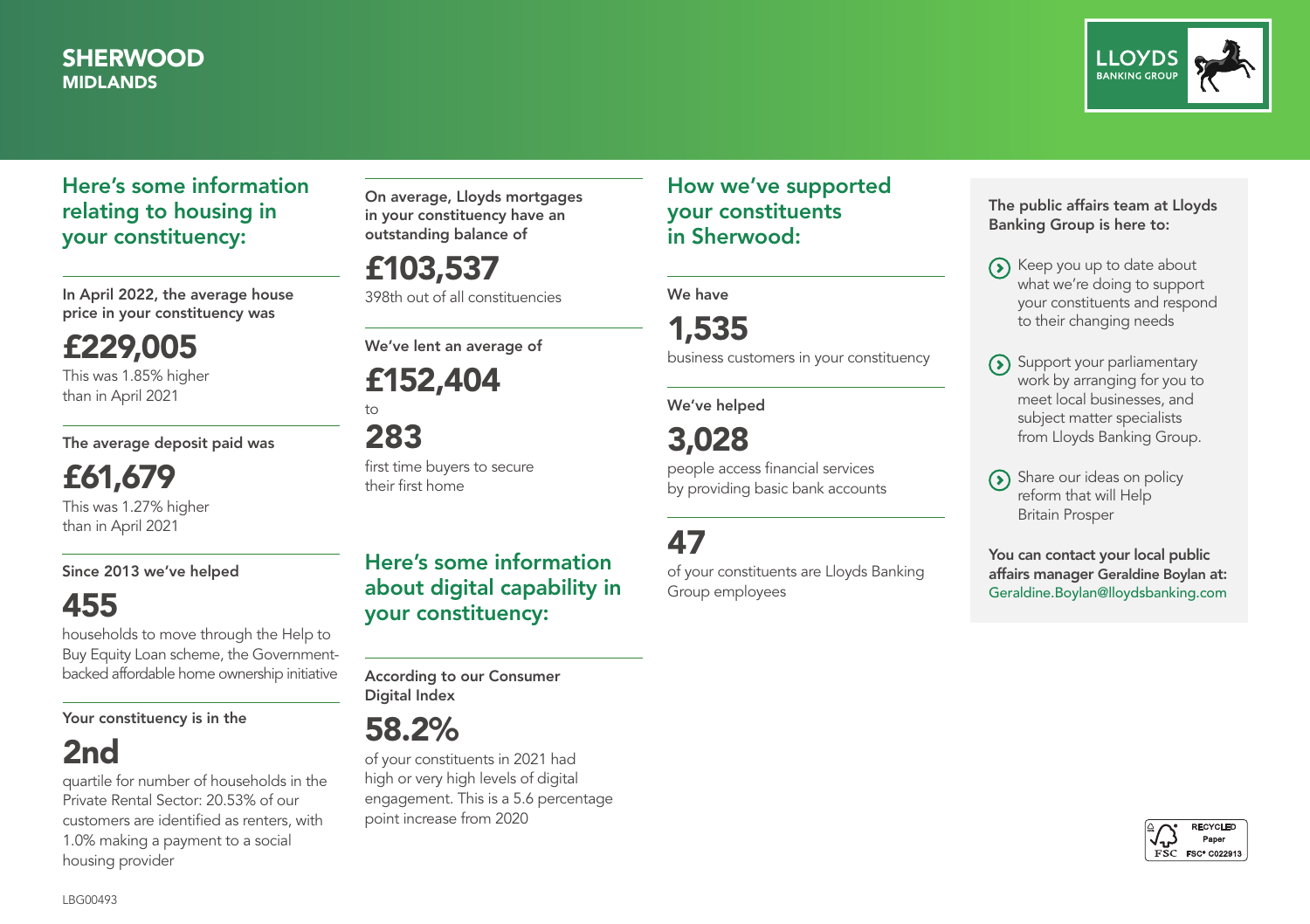# SHERWOOD
## MIDLANDS

## Here's some information relating to housing in your constituency:

**In April 2022, the average house price in your constituency was**

**£229,005**

This was 1.85% higher than in April 2021

**The average deposit paid was**

**£61,679**

This was 1.27% higher than in April 2021

**Since 2013 we've helped**

**455**

households to move through the Help to Buy Equity Loan scheme, the Government-backed affordable home ownership initiative

**Your constituency is in the**

**2nd**

quartile for number of households in the Private Rental Sector: 20.53% of our customers are identified as renters, with 1.0% making a payment to a social housing provider

**On average, Lloyds mortgages in your constituency have an outstanding balance of**

**£103,537**

398th out of all constituencies

**We've lent an average of**

**£152,404**

to

**283**

first time buyers to secure their first home

## Here's some information about digital capability in your constituency:

**According to our Consumer Digital Index**

**58.2%**

of your constituents in 2021 had high or very high levels of digital engagement. This is a 5.6 percentage point increase from 2020

## How we've supported your constituents in Sherwood:

**We have**

**1,535**

business customers in your constituency

**We've helped**

**3,028**

people access financial services by providing basic bank accounts

**47**

of your constituents are Lloyds Banking Group employees

**The public affairs team at Lloyds Banking Group is here to:**

- Keep you up to date about what we're doing to support your constituents and respond to their changing needs
- Support your parliamentary work by arranging for you to meet local businesses, and subject matter specialists from Lloyds Banking Group.
- Share our ideas on policy reform that will Help Britain Prosper

**You can contact your local public affairs manager Geraldine Boylan at:**
Geraldine.Boylan@lloydsbanking.com

LBG00493